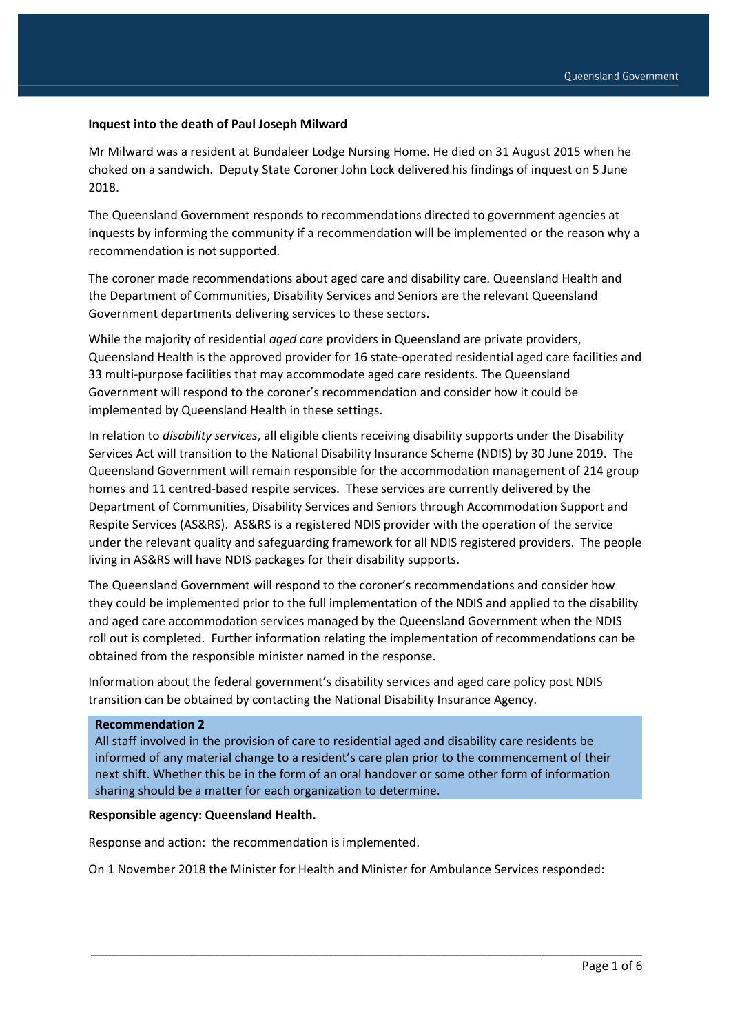**Inquest into the death of Paul Joseph Milward**

Mr Milward was a resident at Bundaleer Lodge Nursing Home. He died on 31 August 2015 when he choked on a sandwich. Deputy State Coroner John Lock delivered his findings of inquest on 5 June 2018.

The Queensland Government responds to recommendations directed to government agencies at inquests by informing the community if a recommendation will be implemented or the reason why a recommendation is not supported.

The coroner made recommendations about aged care and disability care. Queensland Health and the Department of Communities, Disability Services and Seniors are the relevant Queensland Government departments delivering services to these sectors.

While the majority of residential *aged care* providers in Queensland are private providers, Queensland Health is the approved provider for 16 state-operated residential aged care facilities and 33 multi-purpose facilities that may accommodate aged care residents. The Queensland Government will respond to the coroner's recommendation and consider how it could be implemented by Queensland Health in these settings.

In relation to *disability services*, all eligible clients receiving disability supports under the Disability Services Act will transition to the National Disability Insurance Scheme (NDIS) by 30 June 2019. The Queensland Government will remain responsible for the accommodation management of 214 group homes and 11 centred-based respite services. These services are currently delivered by the Department of Communities, Disability Services and Seniors through Accommodation Support and Respite Services (AS&RS). AS&RS is a registered NDIS provider with the operation of the service under the relevant quality and safeguarding framework for all NDIS registered providers. The people living in AS&RS will have NDIS packages for their disability supports.

The Queensland Government will respond to the coroner's recommendations and consider how they could be implemented prior to the full implementation of the NDIS and applied to the disability and aged care accommodation services managed by the Queensland Government when the NDIS roll out is completed. Further information relating the implementation of recommendations can be obtained from the responsible minister named in the response.

Information about the federal government's disability services and aged care policy post NDIS transition can be obtained by contacting the National Disability Insurance Agency.

**Recommendation 2**
All staff involved in the provision of care to residential aged and disability care residents be informed of any material change to a resident's care plan prior to the commencement of their next shift. Whether this be in the form of an oral handover or some other form of information sharing should be a matter for each organization to determine.

**Responsible agency: Queensland Health.**

Response and action: the recommendation is implemented.

On 1 November 2018 the Minister for Health and Minister for Ambulance Services responded: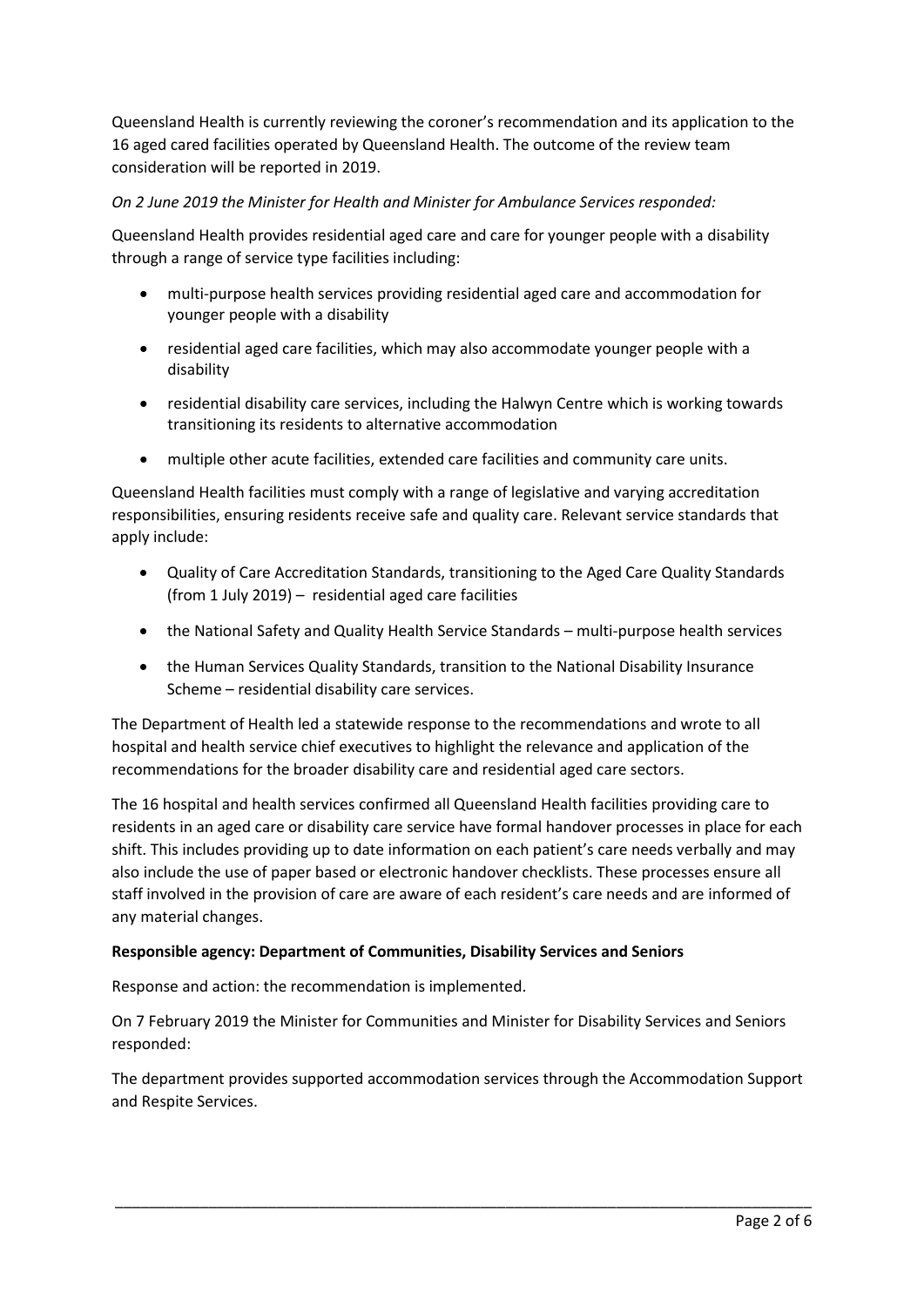Queensland Health is currently reviewing the coroner's recommendation and its application to the 16 aged cared facilities operated by Queensland Health. The outcome of the review team consideration will be reported in 2019.

*On 2 June 2019 the Minister for Health and Minister for Ambulance Services responded:*

Queensland Health provides residential aged care and care for younger people with a disability through a range of service type facilities including:

- multi-purpose health services providing residential aged care and accommodation for younger people with a disability
- residential aged care facilities, which may also accommodate younger people with a disability
- residential disability care services, including the Halwyn Centre which is working towards transitioning its residents to alternative accommodation
- multiple other acute facilities, extended care facilities and community care units.

Queensland Health facilities must comply with a range of legislative and varying accreditation responsibilities, ensuring residents receive safe and quality care. Relevant service standards that apply include:

- Quality of Care Accreditation Standards, transitioning to the Aged Care Quality Standards (from 1 July 2019) – residential aged care facilities
- the National Safety and Quality Health Service Standards – multi-purpose health services
- the Human Services Quality Standards, transition to the National Disability Insurance Scheme – residential disability care services.

The Department of Health led a statewide response to the recommendations and wrote to all hospital and health service chief executives to highlight the relevance and application of the recommendations for the broader disability care and residential aged care sectors.

The 16 hospital and health services confirmed all Queensland Health facilities providing care to residents in an aged care or disability care service have formal handover processes in place for each shift. This includes providing up to date information on each patient's care needs verbally and may also include the use of paper based or electronic handover checklists. These processes ensure all staff involved in the provision of care are aware of each resident's care needs and are informed of any material changes.

**Responsible agency: Department of Communities, Disability Services and Seniors**

Response and action: the recommendation is implemented.

On 7 February 2019 the Minister for Communities and Minister for Disability Services and Seniors responded:

The department provides supported accommodation services through the Accommodation Support and Respite Services.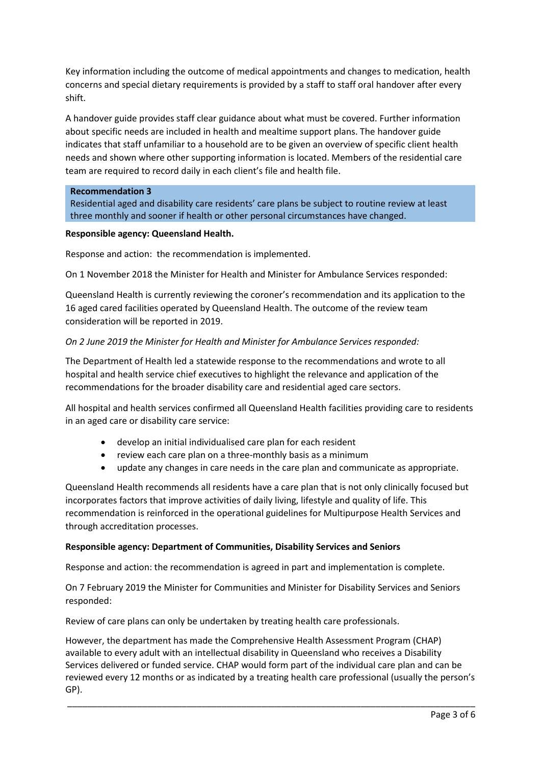Key information including the outcome of medical appointments and changes to medication, health concerns and special dietary requirements is provided by a staff to staff oral handover after every shift.

A handover guide provides staff clear guidance about what must be covered. Further information about specific needs are included in health and mealtime support plans. The handover guide indicates that staff unfamiliar to a household are to be given an overview of specific client health needs and shown where other supporting information is located. Members of the residential care team are required to record daily in each client's file and health file.

**Recommendation 3**
Residential aged and disability care residents' care plans be subject to routine review at least three monthly and sooner if health or other personal circumstances have changed.

**Responsible agency: Queensland Health.**

Response and action: the recommendation is implemented.

On 1 November 2018 the Minister for Health and Minister for Ambulance Services responded:

Queensland Health is currently reviewing the coroner's recommendation and its application to the 16 aged cared facilities operated by Queensland Health. The outcome of the review team consideration will be reported in 2019.

*On 2 June 2019 the Minister for Health and Minister for Ambulance Services responded:*

The Department of Health led a statewide response to the recommendations and wrote to all hospital and health service chief executives to highlight the relevance and application of the recommendations for the broader disability care and residential aged care sectors.

All hospital and health services confirmed all Queensland Health facilities providing care to residents in an aged care or disability care service:

- develop an initial individualised care plan for each resident
- review each care plan on a three-monthly basis as a minimum
- update any changes in care needs in the care plan and communicate as appropriate.

Queensland Health recommends all residents have a care plan that is not only clinically focused but incorporates factors that improve activities of daily living, lifestyle and quality of life. This recommendation is reinforced in the operational guidelines for Multipurpose Health Services and through accreditation processes.

**Responsible agency: Department of Communities, Disability Services and Seniors**

Response and action: the recommendation is agreed in part and implementation is complete.

On 7 February 2019 the Minister for Communities and Minister for Disability Services and Seniors responded:

Review of care plans can only be undertaken by treating health care professionals.

However, the department has made the Comprehensive Health Assessment Program (CHAP) available to every adult with an intellectual disability in Queensland who receives a Disability Services delivered or funded service. CHAP would form part of the individual care plan and can be reviewed every 12 months or as indicated by a treating health care professional (usually the person's GP).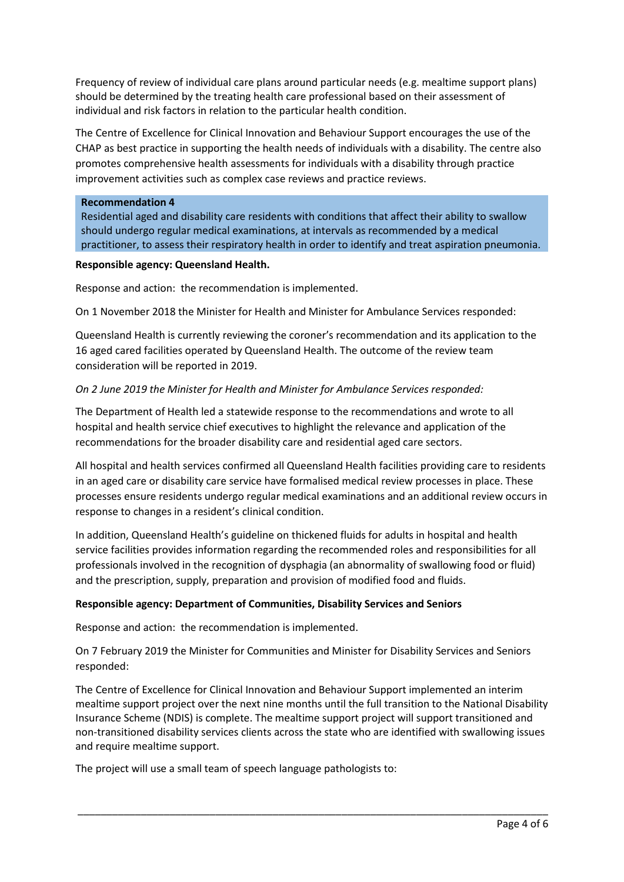Frequency of review of individual care plans around particular needs (e.g. mealtime support plans) should be determined by the treating health care professional based on their assessment of individual and risk factors in relation to the particular health condition.

The Centre of Excellence for Clinical Innovation and Behaviour Support encourages the use of the CHAP as best practice in supporting the health needs of individuals with a disability. The centre also promotes comprehensive health assessments for individuals with a disability through practice improvement activities such as complex case reviews and practice reviews.

**Recommendation 4**

Residential aged and disability care residents with conditions that affect their ability to swallow should undergo regular medical examinations, at intervals as recommended by a medical practitioner, to assess their respiratory health in order to identify and treat aspiration pneumonia.

**Responsible agency: Queensland Health.**

Response and action: the recommendation is implemented.

On 1 November 2018 the Minister for Health and Minister for Ambulance Services responded:

Queensland Health is currently reviewing the coroner's recommendation and its application to the 16 aged cared facilities operated by Queensland Health. The outcome of the review team consideration will be reported in 2019.

*On 2 June 2019 the Minister for Health and Minister for Ambulance Services responded:*

The Department of Health led a statewide response to the recommendations and wrote to all hospital and health service chief executives to highlight the relevance and application of the recommendations for the broader disability care and residential aged care sectors.

All hospital and health services confirmed all Queensland Health facilities providing care to residents in an aged care or disability care service have formalised medical review processes in place. These processes ensure residents undergo regular medical examinations and an additional review occurs in response to changes in a resident's clinical condition.

In addition, Queensland Health's guideline on thickened fluids for adults in hospital and health service facilities provides information regarding the recommended roles and responsibilities for all professionals involved in the recognition of dysphagia (an abnormality of swallowing food or fluid) and the prescription, supply, preparation and provision of modified food and fluids.

**Responsible agency: Department of Communities, Disability Services and Seniors**

Response and action: the recommendation is implemented.

On 7 February 2019 the Minister for Communities and Minister for Disability Services and Seniors responded:

The Centre of Excellence for Clinical Innovation and Behaviour Support implemented an interim mealtime support project over the next nine months until the full transition to the National Disability Insurance Scheme (NDIS) is complete. The mealtime support project will support transitioned and non-transitioned disability services clients across the state who are identified with swallowing issues and require mealtime support.

The project will use a small team of speech language pathologists to: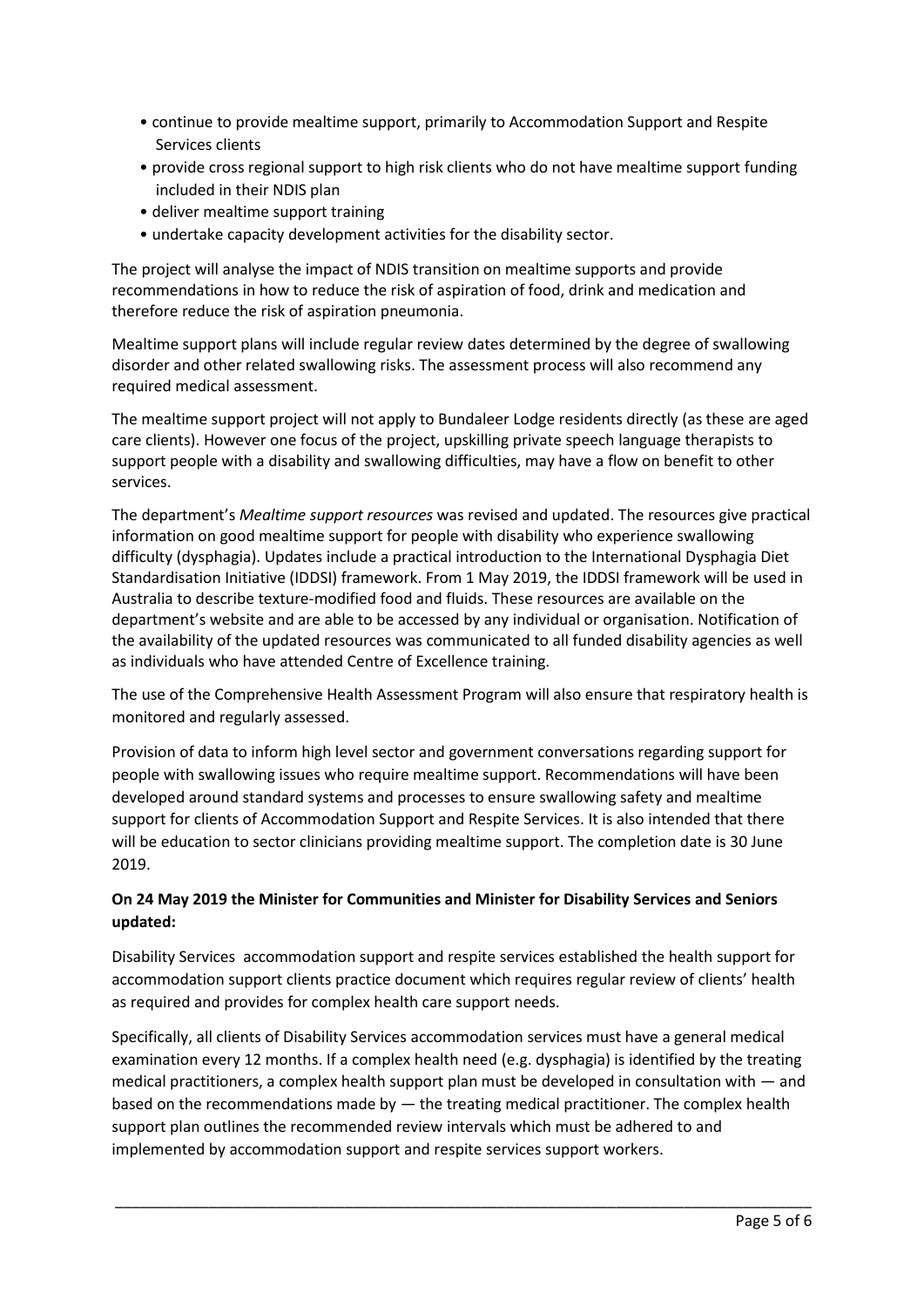- continue to provide mealtime support, primarily to Accommodation Support and Respite Services clients
- provide cross regional support to high risk clients who do not have mealtime support funding included in their NDIS plan
- deliver mealtime support training
- undertake capacity development activities for the disability sector.

The project will analyse the impact of NDIS transition on mealtime supports and provide recommendations in how to reduce the risk of aspiration of food, drink and medication and therefore reduce the risk of aspiration pneumonia.

Mealtime support plans will include regular review dates determined by the degree of swallowing disorder and other related swallowing risks. The assessment process will also recommend any required medical assessment.

The mealtime support project will not apply to Bundaleer Lodge residents directly (as these are aged care clients). However one focus of the project, upskilling private speech language therapists to support people with a disability and swallowing difficulties, may have a flow on benefit to other services.

The department's *Mealtime support resources* was revised and updated. The resources give practical information on good mealtime support for people with disability who experience swallowing difficulty (dysphagia). Updates include a practical introduction to the International Dysphagia Diet Standardisation Initiative (IDDSI) framework. From 1 May 2019, the IDDSI framework will be used in Australia to describe texture-modified food and fluids. These resources are available on the department's website and are able to be accessed by any individual or organisation. Notification of the availability of the updated resources was communicated to all funded disability agencies as well as individuals who have attended Centre of Excellence training.

The use of the Comprehensive Health Assessment Program will also ensure that respiratory health is monitored and regularly assessed.

Provision of data to inform high level sector and government conversations regarding support for people with swallowing issues who require mealtime support. Recommendations will have been developed around standard systems and processes to ensure swallowing safety and mealtime support for clients of Accommodation Support and Respite Services. It is also intended that there will be education to sector clinicians providing mealtime support. The completion date is 30 June 2019.

**On 24 May 2019 the Minister for Communities and Minister for Disability Services and Seniors updated:**

Disability Services accommodation support and respite services established the health support for accommodation support clients practice document which requires regular review of clients' health as required and provides for complex health care support needs.

Specifically, all clients of Disability Services accommodation services must have a general medical examination every 12 months. If a complex health need (e.g. dysphagia) is identified by the treating medical practitioners, a complex health support plan must be developed in consultation with — and based on the recommendations made by — the treating medical practitioner. The complex health support plan outlines the recommended review intervals which must be adhered to and implemented by accommodation support and respite services support workers.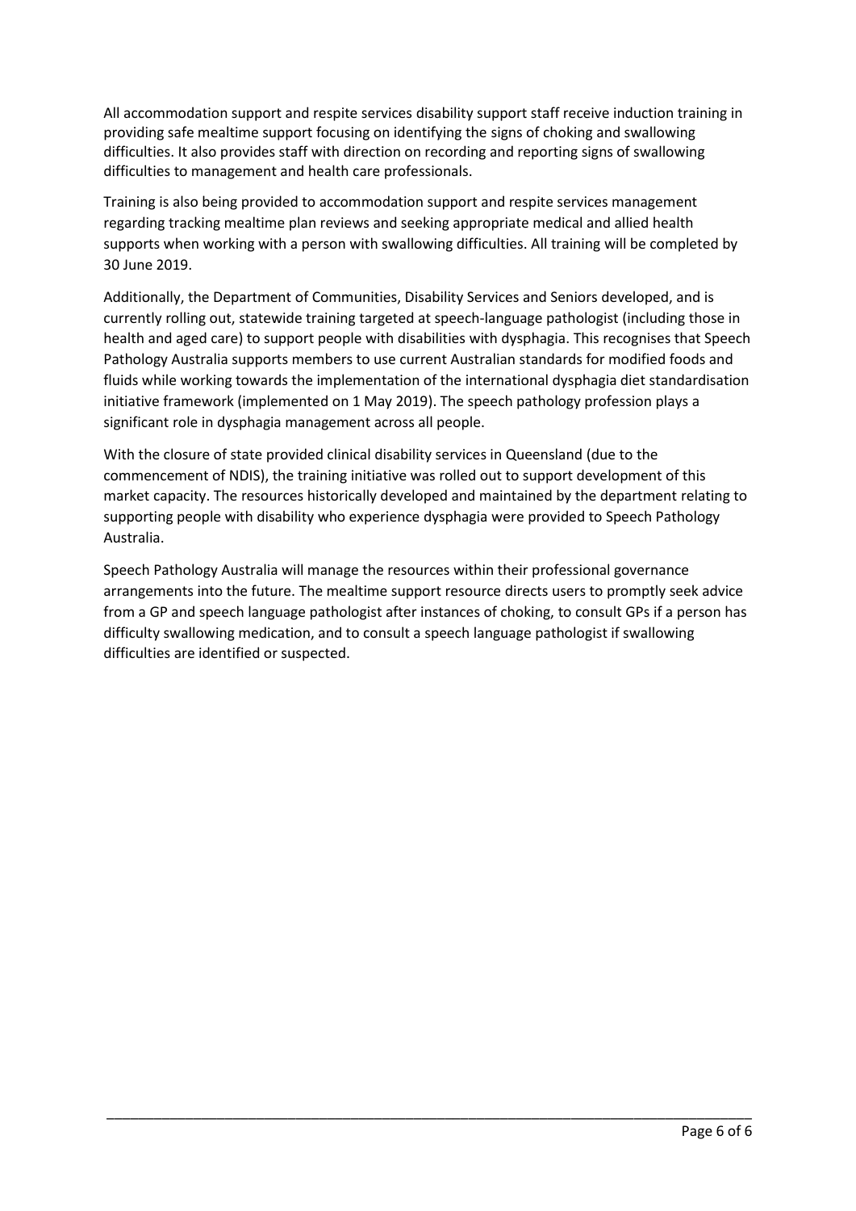All accommodation support and respite services disability support staff receive induction training in providing safe mealtime support focusing on identifying the signs of choking and swallowing difficulties. It also provides staff with direction on recording and reporting signs of swallowing difficulties to management and health care professionals.

Training is also being provided to accommodation support and respite services management regarding tracking mealtime plan reviews and seeking appropriate medical and allied health supports when working with a person with swallowing difficulties. All training will be completed by 30 June 2019.

Additionally, the Department of Communities, Disability Services and Seniors developed, and is currently rolling out, statewide training targeted at speech-language pathologist (including those in health and aged care) to support people with disabilities with dysphagia. This recognises that Speech Pathology Australia supports members to use current Australian standards for modified foods and fluids while working towards the implementation of the international dysphagia diet standardisation initiative framework (implemented on 1 May 2019). The speech pathology profession plays a significant role in dysphagia management across all people.

With the closure of state provided clinical disability services in Queensland (due to the commencement of NDIS), the training initiative was rolled out to support development of this market capacity. The resources historically developed and maintained by the department relating to supporting people with disability who experience dysphagia were provided to Speech Pathology Australia.

Speech Pathology Australia will manage the resources within their professional governance arrangements into the future. The mealtime support resource directs users to promptly seek advice from a GP and speech language pathologist after instances of choking, to consult GPs if a person has difficulty swallowing medication, and to consult a speech language pathologist if swallowing difficulties are identified or suspected.